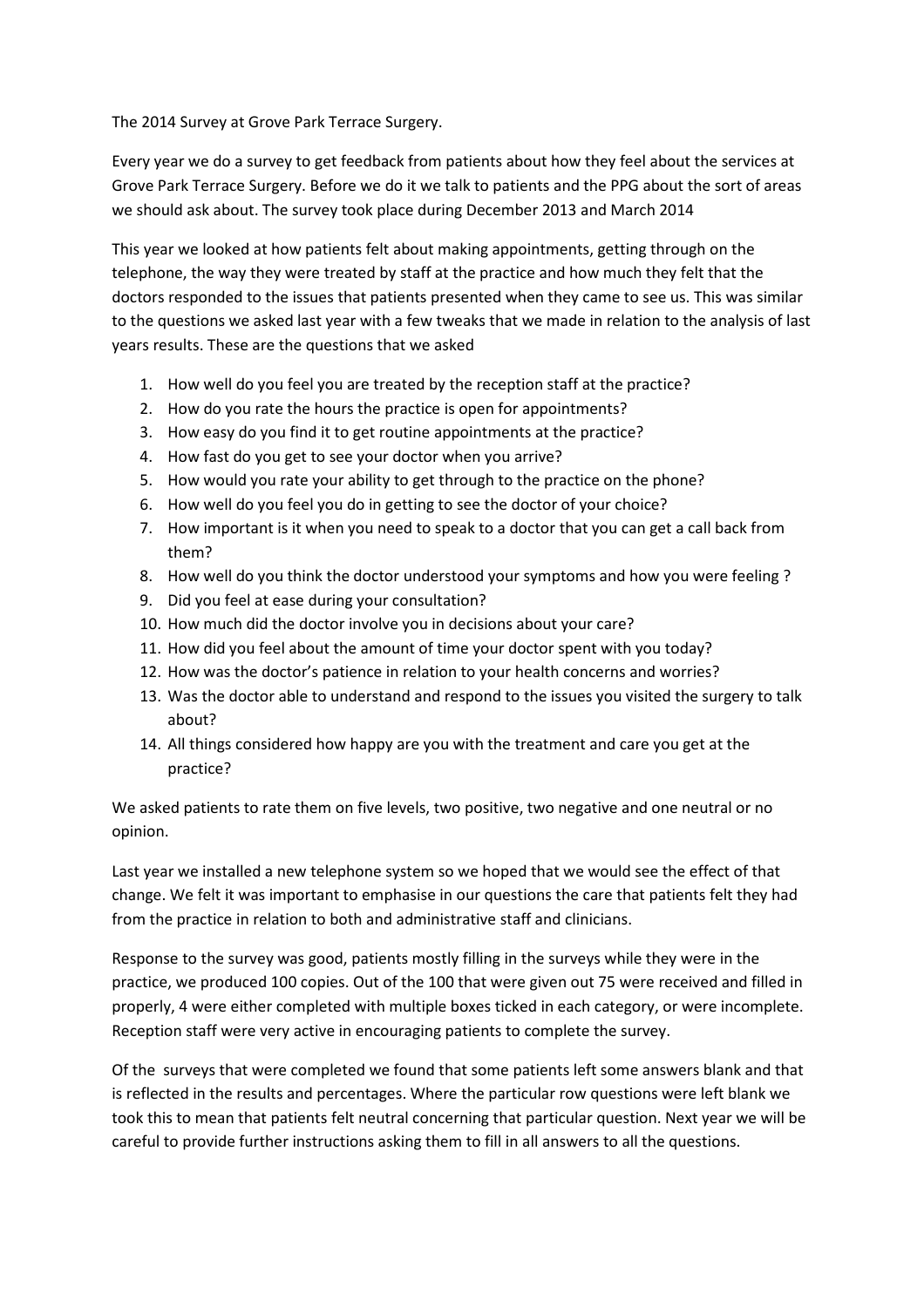The 2014 Survey at Grove Park Terrace Surgery.

Every year we do a survey to get feedback from patients about how they feel about the services at Grove Park Terrace Surgery. Before we do it we talk to patients and the PPG about the sort of areas we should ask about. The survey took place during December 2013 and March 2014

This year we looked at how patients felt about making appointments, getting through on the telephone, the way they were treated by staff at the practice and how much they felt that the doctors responded to the issues that patients presented when they came to see us. This was similar to the questions we asked last year with a few tweaks that we made in relation to the analysis of last years results. These are the questions that we asked

1. How well do you feel you are treated by the reception staff at the practice?
2. How do you rate the hours the practice is open for appointments?
3. How easy do you find it to get routine appointments at the practice?
4. How fast do you get to see your doctor when you arrive?
5. How would you rate your ability to get through to the practice on the phone?
6. How well do you feel you do in getting to see the doctor of your choice?
7. How important is it when you need to speak to a doctor that you can get a call back from them?
8. How well do you think the doctor understood your symptoms and how you were feeling ?
9. Did you feel at ease during your consultation?
10. How much did the doctor involve you in decisions about your care?
11. How did you feel about the amount of time your doctor spent with you today?
12. How was the doctor's patience in relation to your health concerns and worries?
13. Was the doctor able to understand and respond to the issues you visited the surgery to talk about?
14. All things considered how happy are you with the treatment and care you get at the practice?

We asked patients to rate them on five levels, two positive, two negative and one neutral or no opinion.

Last year we installed a new telephone system so we hoped that we would see the effect of that change. We felt it was important to emphasise in our questions the care that patients felt they had from the practice in relation to both and administrative staff and clinicians.

Response to the survey was good, patients mostly filling in the surveys while they were in the practice, we produced 100 copies. Out of the 100 that were given out 75 were received and filled in properly, 4 were either completed with multiple boxes ticked in each category, or were incomplete. Reception staff were very active in encouraging patients to complete the survey.

Of the surveys that were completed we found that some patients left some answers blank and that is reflected in the results and percentages. Where the particular row questions were left blank we took this to mean that patients felt neutral concerning that particular question. Next year we will be careful to provide further instructions asking them to fill in all answers to all the questions.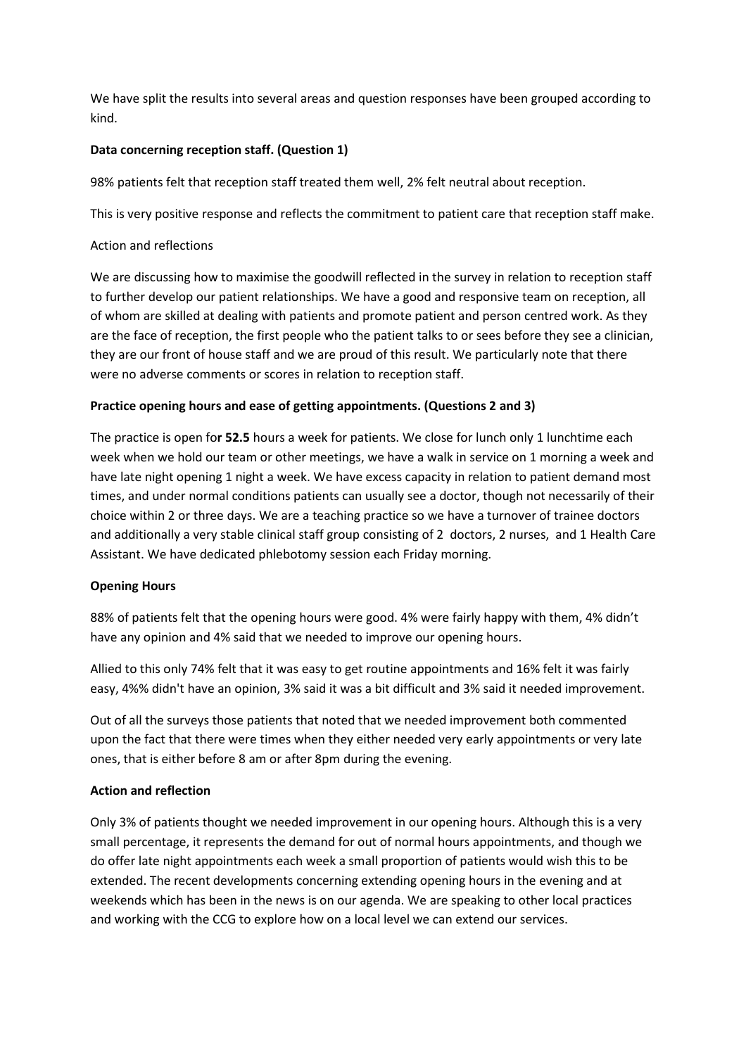We have split the results into several areas and question responses have been grouped according to kind.

**Data concerning reception staff. (Question 1)**

98% patients felt that reception staff treated them well, 2% felt neutral about reception.

This is very positive response and reflects the commitment to patient care that reception staff make.

Action and reflections

We are discussing how to maximise the goodwill reflected in the survey in relation to reception staff to further develop our patient relationships. We have a good and responsive team on reception, all of whom are skilled at dealing with patients and promote patient and person centred work. As they are the face of reception, the first people who the patient talks to or sees before they see a clinician, they are our front of house staff and we are proud of this result. We particularly note that there were no adverse comments or scores in relation to reception staff.

**Practice opening hours and ease of getting appointments. (Questions 2 and 3)**

The practice is open fo**r 52.5** hours a week for patients. We close for lunch only 1 lunchtime each week when we hold our team or other meetings, we have a walk in service on 1 morning a week and have late night opening 1 night a week. We have excess capacity in relation to patient demand most times, and under normal conditions patients can usually see a doctor, though not necessarily of their choice within 2 or three days. We are a teaching practice so we have a turnover of trainee doctors and additionally a very stable clinical staff group consisting of 2 doctors, 2 nurses, and 1 Health Care Assistant. We have dedicated phlebotomy session each Friday morning.

**Opening Hours**

88% of patients felt that the opening hours were good. 4% were fairly happy with them, 4% didn't have any opinion and 4% said that we needed to improve our opening hours.

Allied to this only 74% felt that it was easy to get routine appointments and 16% felt it was fairly easy, 4%% didn't have an opinion, 3% said it was a bit difficult and 3% said it needed improvement.

Out of all the surveys those patients that noted that we needed improvement both commented upon the fact that there were times when they either needed very early appointments or very late ones, that is either before 8 am or after 8pm during the evening.

**Action and reflection**

Only 3% of patients thought we needed improvement in our opening hours. Although this is a very small percentage, it represents the demand for out of normal hours appointments, and though we do offer late night appointments each week a small proportion of patients would wish this to be extended. The recent developments concerning extending opening hours in the evening and at weekends which has been in the news is on our agenda. We are speaking to other local practices and working with the CCG to explore how on a local level we can extend our services.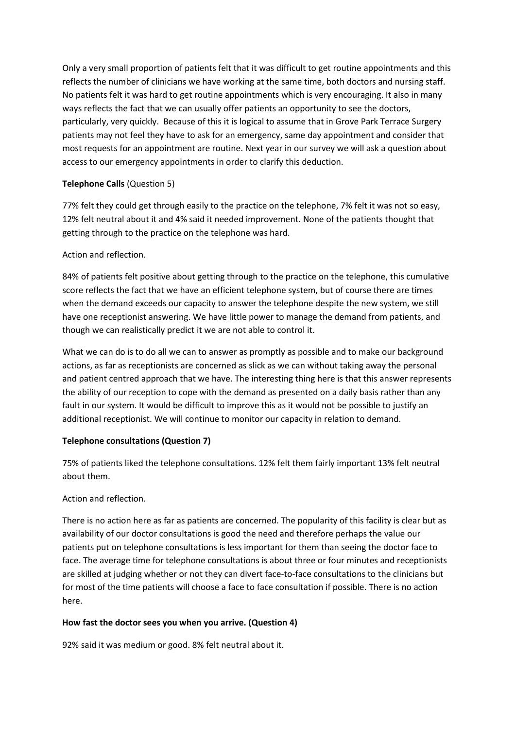Only a very small proportion of patients felt that it was difficult to get routine appointments and this reflects the number of clinicians we have working at the same time, both doctors and nursing staff. No patients felt it was hard to get routine appointments which is very encouraging. It also in many ways reflects the fact that we can usually offer patients an opportunity to see the doctors, particularly, very quickly. Because of this it is logical to assume that in Grove Park Terrace Surgery patients may not feel they have to ask for an emergency, same day appointment and consider that most requests for an appointment are routine. Next year in our survey we will ask a question about access to our emergency appointments in order to clarify this deduction.

**Telephone Calls** (Question 5)

77% felt they could get through easily to the practice on the telephone, 7% felt it was not so easy, 12% felt neutral about it and 4% said it needed improvement. None of the patients thought that getting through to the practice on the telephone was hard.

Action and reflection.

84% of patients felt positive about getting through to the practice on the telephone, this cumulative score reflects the fact that we have an efficient telephone system, but of course there are times when the demand exceeds our capacity to answer the telephone despite the new system, we still have one receptionist answering. We have little power to manage the demand from patients, and though we can realistically predict it we are not able to control it.

What we can do is to do all we can to answer as promptly as possible and to make our background actions, as far as receptionists are concerned as slick as we can without taking away the personal and patient centred approach that we have. The interesting thing here is that this answer represents the ability of our reception to cope with the demand as presented on a daily basis rather than any fault in our system. It would be difficult to improve this as it would not be possible to justify an additional receptionist. We will continue to monitor our capacity in relation to demand.

**Telephone consultations (Question 7)**

75% of patients liked the telephone consultations. 12% felt them fairly important 13% felt neutral about them.

Action and reflection.

There is no action here as far as patients are concerned. The popularity of this facility is clear but as availability of our doctor consultations is good the need and therefore perhaps the value our patients put on telephone consultations is less important for them than seeing the doctor face to face. The average time for telephone consultations is about three or four minutes and receptionists are skilled at judging whether or not they can divert face-to-face consultations to the clinicians but for most of the time patients will choose a face to face consultation if possible. There is no action here.

**How fast the doctor sees you when you arrive. (Question 4)**

92% said it was medium or good. 8% felt neutral about it.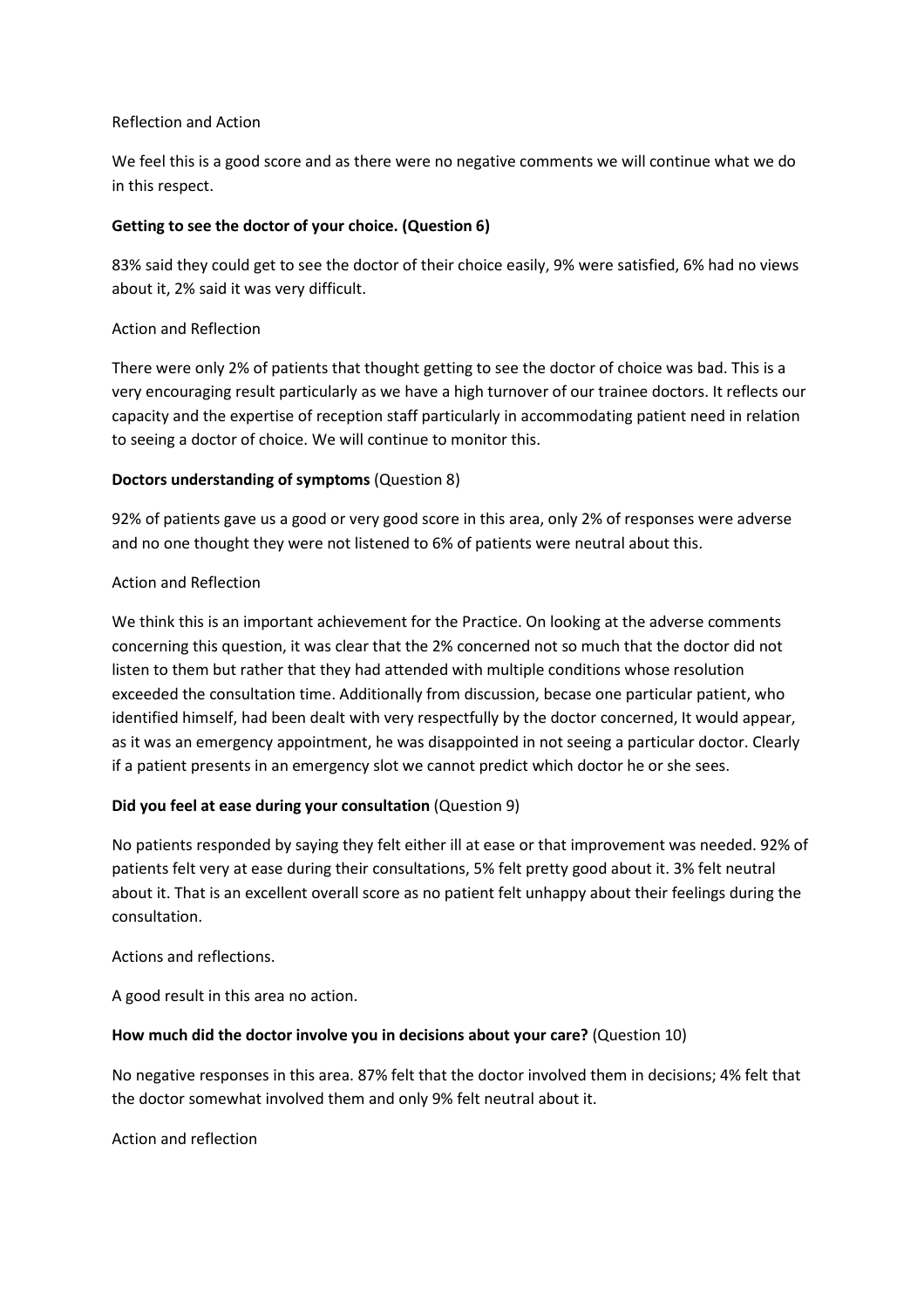Reflection and Action

We feel this is a good score and as there were no negative comments we will continue what we do in this respect.

**Getting to see the doctor of your choice. (Question 6)**

83% said they could get to see the doctor of their choice easily, 9% were satisfied, 6% had no views about it, 2% said it was very difficult.

Action and Reflection

There were only 2% of patients that thought getting to see the doctor of choice was bad. This is a very encouraging result particularly as we have a high turnover of our trainee doctors. It reflects our capacity and the expertise of reception staff particularly in accommodating patient need in relation to seeing a doctor of choice. We will continue to monitor this.

**Doctors understanding of symptoms** (Question 8)

92% of patients gave us a good or very good score in this area, only 2% of responses were adverse and no one thought they were not listened to 6% of patients were neutral about this.

Action and Reflection

We think this is an important achievement for the Practice. On looking at the adverse comments concerning this question, it was clear that the 2% concerned not so much that the doctor did not listen to them but rather that they had attended with multiple conditions whose resolution exceeded the consultation time. Additionally from discussion, becase one particular patient, who identified himself, had been dealt with very respectfully by the doctor concerned, It would appear, as it was an emergency appointment, he was disappointed in not seeing a particular doctor. Clearly if a patient presents in an emergency slot we cannot predict which doctor he or she sees.

**Did you feel at ease during your consultation** (Question 9)

No patients responded by saying they felt either ill at ease or that improvement was needed. 92% of patients felt very at ease during their consultations, 5% felt pretty good about it. 3% felt neutral about it. That is an excellent overall score as no patient felt unhappy about their feelings during the consultation.

Actions and reflections.

A good result in this area no action.

**How much did the doctor involve you in decisions about your care?** (Question 10)

No negative responses in this area. 87% felt that the doctor involved them in decisions; 4% felt that the doctor somewhat involved them and only 9% felt neutral about it.

Action and reflection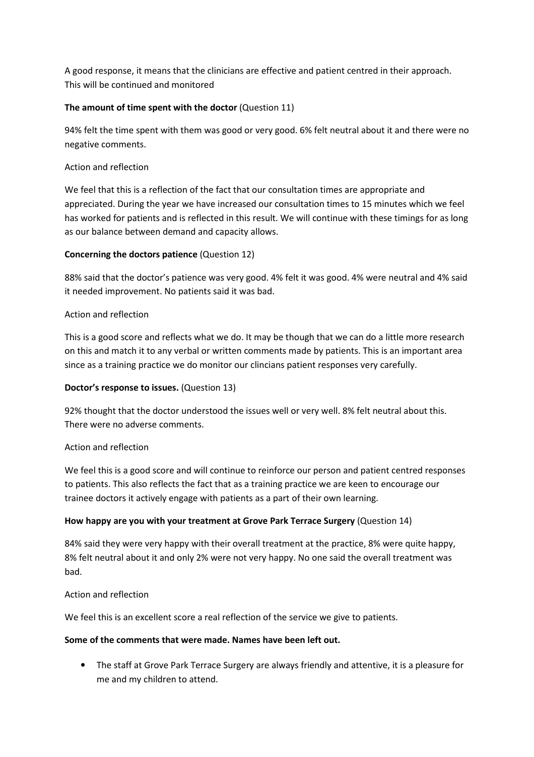A good response, it means that the clinicians are effective and patient centred in their approach. This will be continued and monitored

**The amount of time spent with the doctor** (Question 11)

94% felt the time spent with them was good or very good. 6% felt neutral about it and there were no negative comments.

Action and reflection

We feel that this is a reflection of the fact that our consultation times are appropriate and appreciated. During the year we have increased our consultation times to 15 minutes which we feel has worked for patients and is reflected in this result. We will continue with these timings for as long as our balance between demand and capacity allows.

**Concerning the doctors patience** (Question 12)

88% said that the doctor's patience was very good. 4% felt it was good. 4% were neutral and 4% said it needed improvement. No patients said it was bad.

Action and reflection

This is a good score and reflects what we do. It may be though that we can do a little more research on this and match it to any verbal or written comments made by patients. This is an important area since as a training practice we do monitor our clincians patient responses very carefully.

**Doctor's response to issues.** (Question 13)

92% thought that the doctor understood the issues well or very well. 8% felt neutral about this. There were no adverse comments.

Action and reflection

We feel this is a good score and will continue to reinforce our person and patient centred responses to patients. This also reflects the fact that as a training practice we are keen to encourage our trainee doctors it actively engage with patients as a part of their own learning.

**How happy are you with your treatment at Grove Park Terrace Surgery** (Question 14)

84% said they were very happy with their overall treatment at the practice, 8% were quite happy, 8% felt neutral about it and only 2% were not very happy. No one said the overall treatment was bad.

Action and reflection

We feel this is an excellent score a real reflection of the service we give to patients.

**Some of the comments that were made. Names have been left out.**

- The staff at Grove Park Terrace Surgery are always friendly and attentive, it is a pleasure for me and my children to attend.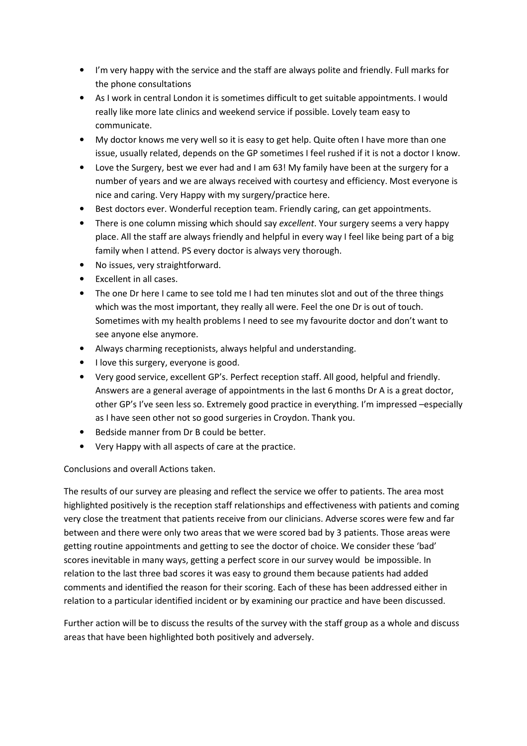- I'm very happy with the service and the staff are always polite and friendly. Full marks for the phone consultations
- As I work in central London it is sometimes difficult to get suitable appointments. I would really like more late clinics and weekend service if possible. Lovely team easy to communicate.
- My doctor knows me very well so it is easy to get help. Quite often I have more than one issue, usually related, depends on the GP sometimes I feel rushed if it is not a doctor I know.
- Love the Surgery, best we ever had and I am 63! My family have been at the surgery for a number of years and we are always received with courtesy and efficiency. Most everyone is nice and caring. Very Happy with my surgery/practice here.
- Best doctors ever. Wonderful reception team. Friendly caring, can get appointments.
- There is one column missing which should say *excellent*. Your surgery seems a very happy place. All the staff are always friendly and helpful in every way I feel like being part of a big family when I attend. PS every doctor is always very thorough.
- No issues, very straightforward.
- Excellent in all cases.
- The one Dr here I came to see told me I had ten minutes slot and out of the three things which was the most important, they really all were. Feel the one Dr is out of touch. Sometimes with my health problems I need to see my favourite doctor and don't want to see anyone else anymore.
- Always charming receptionists, always helpful and understanding.
- I love this surgery, everyone is good.
- Very good service, excellent GP's. Perfect reception staff. All good, helpful and friendly. Answers are a general average of appointments in the last 6 months Dr A is a great doctor, other GP's I've seen less so. Extremely good practice in everything. I'm impressed –especially as I have seen other not so good surgeries in Croydon. Thank you.
- Bedside manner from Dr B could be better.
- Very Happy with all aspects of care at the practice.

Conclusions and overall Actions taken.

The results of our survey are pleasing and reflect the service we offer to patients. The area most highlighted positively is the reception staff relationships and effectiveness with patients and coming very close the treatment that patients receive from our clinicians. Adverse scores were few and far between and there were only two areas that we were scored bad by 3 patients. Those areas were getting routine appointments and getting to see the doctor of choice. We consider these 'bad' scores inevitable in many ways, getting a perfect score in our survey would be impossible. In relation to the last three bad scores it was easy to ground them because patients had added comments and identified the reason for their scoring. Each of these has been addressed either in relation to a particular identified incident or by examining our practice and have been discussed.

Further action will be to discuss the results of the survey with the staff group as a whole and discuss areas that have been highlighted both positively and adversely.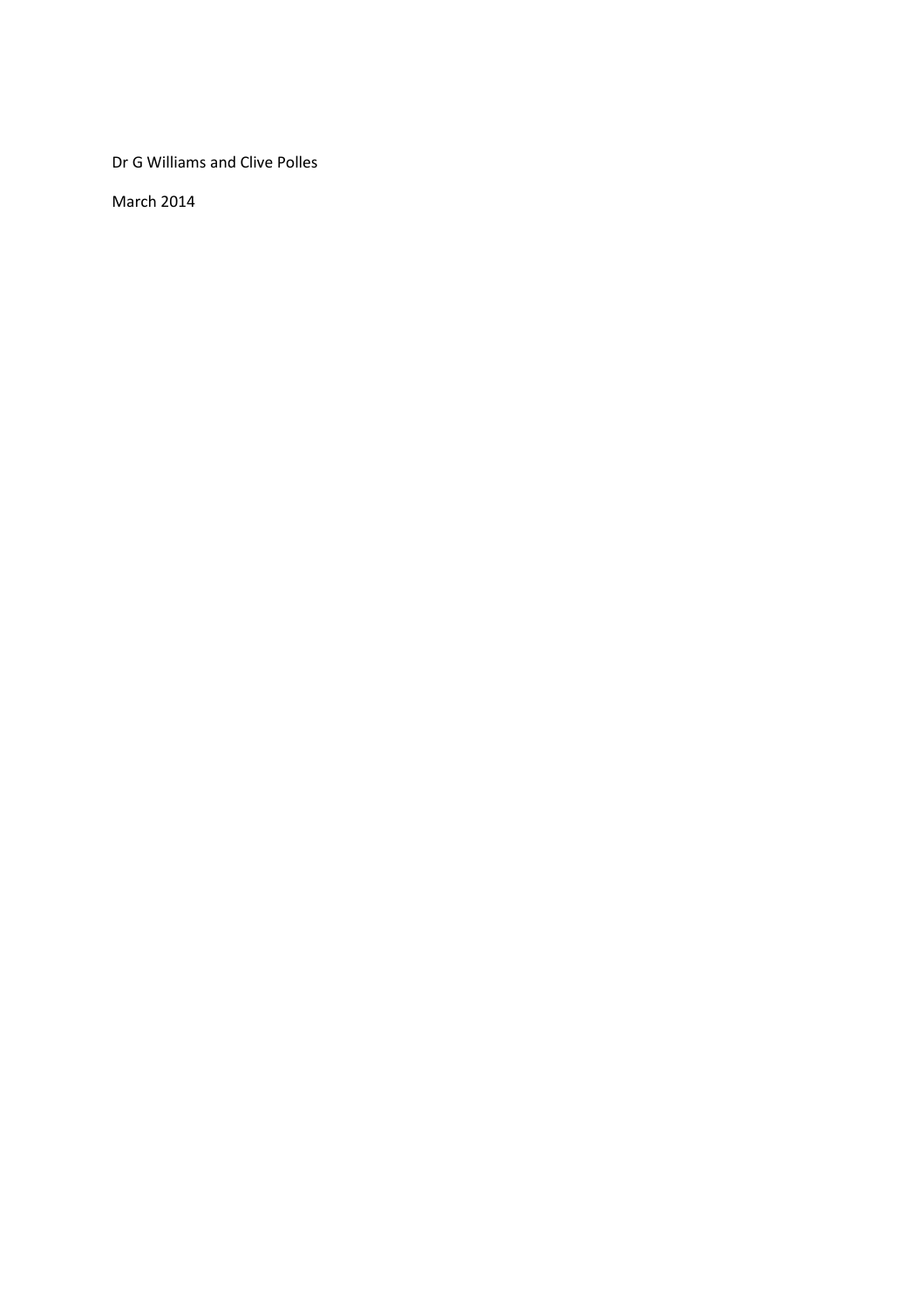Dr G Williams and Clive Polles

March 2014